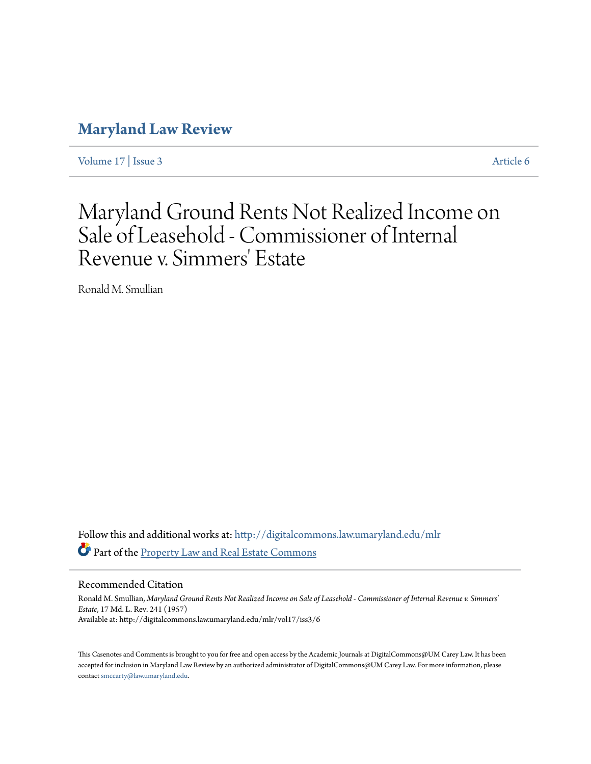# Maryland Law Review

Volume 17 | Issue 3 Article 6

# Maryland Ground Rents Not Realized Income on Sale of Leasehold - Commissioner of Internal Revenue v. Simmers' Estate

Ronald M. Smullian

Follow this and additional works at: http://digitalcommons.law.umaryland.edu/mlr

Part of the Property Law and Real Estate Commons

## Recommended Citation

Ronald M. Smullian, *Maryland Ground Rents Not Realized Income on Sale of Leasehold - Commissioner of Internal Revenue v. Simmers' Estate*, 17 Md. L. Rev. 241 (1957)

Available at: http://digitalcommons.law.umaryland.edu/mlr/vol17/iss3/6

This Casenotes and Comments is brought to you for free and open access by the Academic Journals at DigitalCommons@UM Carey Law. It has been accepted for inclusion in Maryland Law Review by an authorized administrator of DigitalCommons@UM Carey Law. For more information, please contact smccarty@law.umaryland.edu.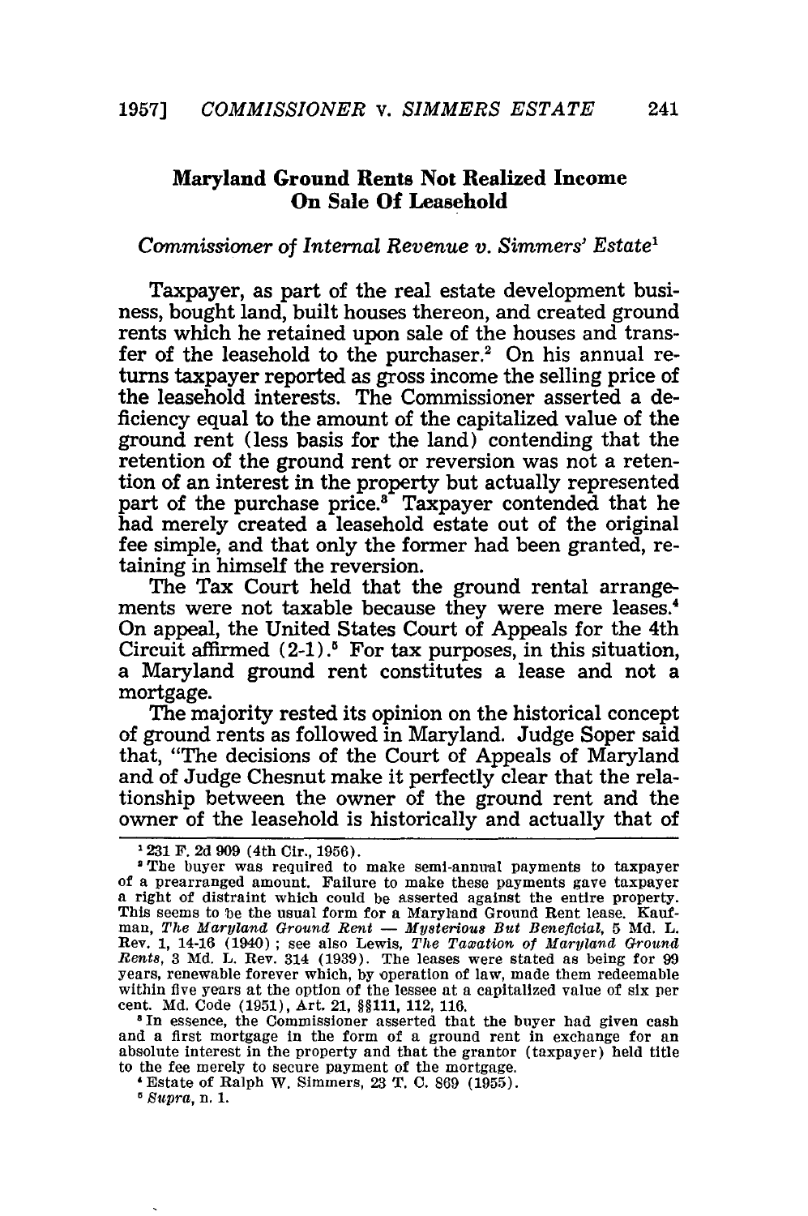## Maryland Ground Rents Not Realized Income On Sale Of Leasehold

*Commissioner of Internal Revenue v. Simmers' Estate*[1]

Taxpayer, as part of the real estate development business, bought land, built houses thereon, and created ground rents which he retained upon sale of the houses and transfer of the leasehold to the purchaser.[2] On his annual returns taxpayer reported as gross income the selling price of the leasehold interests. The Commissioner asserted a deficiency equal to the amount of the capitalized value of the ground rent (less basis for the land) contending that the retention of the ground rent or reversion was not a retention of an interest in the property but actually represented part of the purchase price.[3] Taxpayer contended that he had merely created a leasehold estate out of the original fee simple, and that only the former had been granted, retaining in himself the reversion.

The Tax Court held that the ground rental arrangements were not taxable because they were mere leases.[4] On appeal, the United States Court of Appeals for the 4th Circuit affirmed (2-1).[5] For tax purposes, in this situation, a Maryland ground rent constitutes a lease and not a mortgage.

The majority rested its opinion on the historical concept of ground rents as followed in Maryland. Judge Soper said that, "The decisions of the Court of Appeals of Maryland and of Judge Chesnut make it perfectly clear that the relationship between the owner of the ground rent and the owner of the leasehold is historically and actually that of

---

[1] 231 F. 2d 909 (4th Cir., 1956).

[2] The buyer was required to make semi-annual payments to taxpayer of a prearranged amount. Failure to make these payments gave taxpayer a right of distraint which could be asserted against the entire property. This seems to be the usual form for a Maryland Ground Rent lease. Kaufman, *The Maryland Ground Rent — Mysterious But Beneficial*, 5 Md. L. Rev. 1, 14-16 (1940); see also Lewis, *The Taxation of Maryland Ground Rents*, 3 Md. L. Rev. 314 (1939). The leases were stated as being for 99 years, renewable forever which, by operation of law, made them redeemable within five years at the option of the lessee at a capitalized value of six per cent. Md. Code (1951), Art. 21, §§111, 112, 116.

[3] In essence, the Commissioner asserted that the buyer had given cash and a first mortgage in the form of a ground rent in exchange for an absolute interest in the property and that the grantor (taxpayer) held title to the fee merely to secure payment of the mortgage.

[4] Estate of Ralph W. Simmers, 23 T. C. 869 (1955).

[5] *Supra*, n. 1.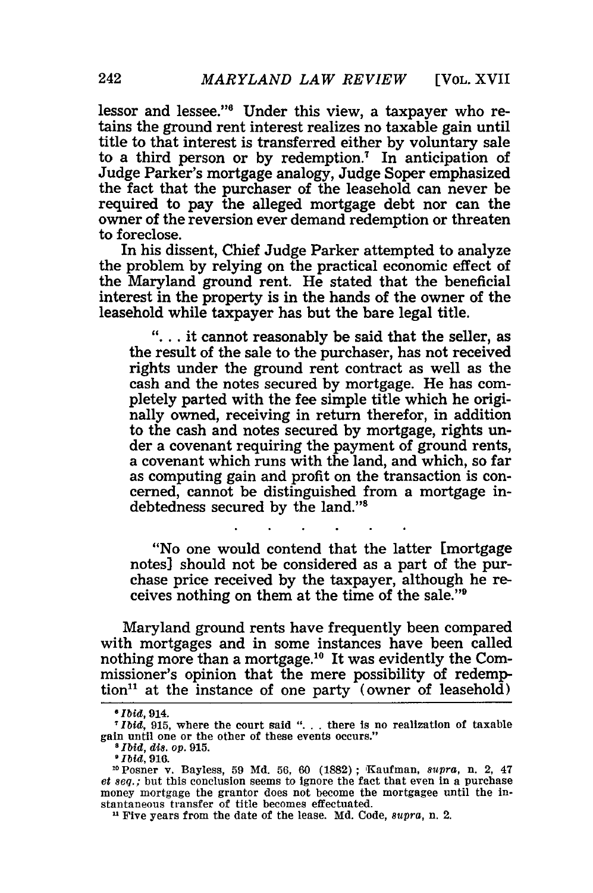lessor and lessee."[6] Under this view, a taxpayer who retains the ground rent interest realizes no taxable gain until title to that interest is transferred either by voluntary sale to a third person or by redemption.[7] In anticipation of Judge Parker's mortgage analogy, Judge Soper emphasized the fact that the purchaser of the leasehold can never be required to pay the alleged mortgage debt nor can the owner of the reversion ever demand redemption or threaten to foreclose.

In his dissent, Chief Judge Parker attempted to analyze the problem by relying on the practical economic effect of the Maryland ground rent. He stated that the beneficial interest in the property is in the hands of the owner of the leasehold while taxpayer has but the bare legal title.

> ". . . it cannot reasonably be said that the seller, as the result of the sale to the purchaser, has not received rights under the ground rent contract as well as the cash and the notes secured by mortgage. He has completely parted with the fee simple title which he originally owned, receiving in return therefor, in addition to the cash and notes secured by mortgage, rights under a covenant requiring the payment of ground rents, a covenant which runs with the land, and which, so far as computing gain and profit on the transaction is concerned, cannot be distinguished from a mortgage indebtedness secured by the land."[8]
>
> . . . . . . .
>
> "No one would contend that the latter [mortgage notes] should not be considered as a part of the purchase price received by the taxpayer, although he receives nothing on them at the time of the sale."[9]

Maryland ground rents have frequently been compared with mortgages and in some instances have been called nothing more than a mortgage.[10] It was evidently the Commissioner's opinion that the mere possibility of redemption[11] at the instance of one party (owner of leasehold)

---

[6] *Ibid*, 914.

[7] *Ibid*, 915, where the court said ". . . there is no realization of taxable gain until one or the other of these events occurs."

[8] *Ibid*, *dis. op.* 915.

[9] *Ibid*, 916.

[10] Posner v. Bayless, 59 Md. 56, 60 (1882); Kaufman, *supra*, n. 2, 47 *et seq.*; but this conclusion seems to ignore the fact that even in a purchase money mortgage the grantor does not become the mortgagee until the instantaneous transfer of title becomes effectuated.

[11] Five years from the date of the lease. Md. Code, *supra*, n. 2.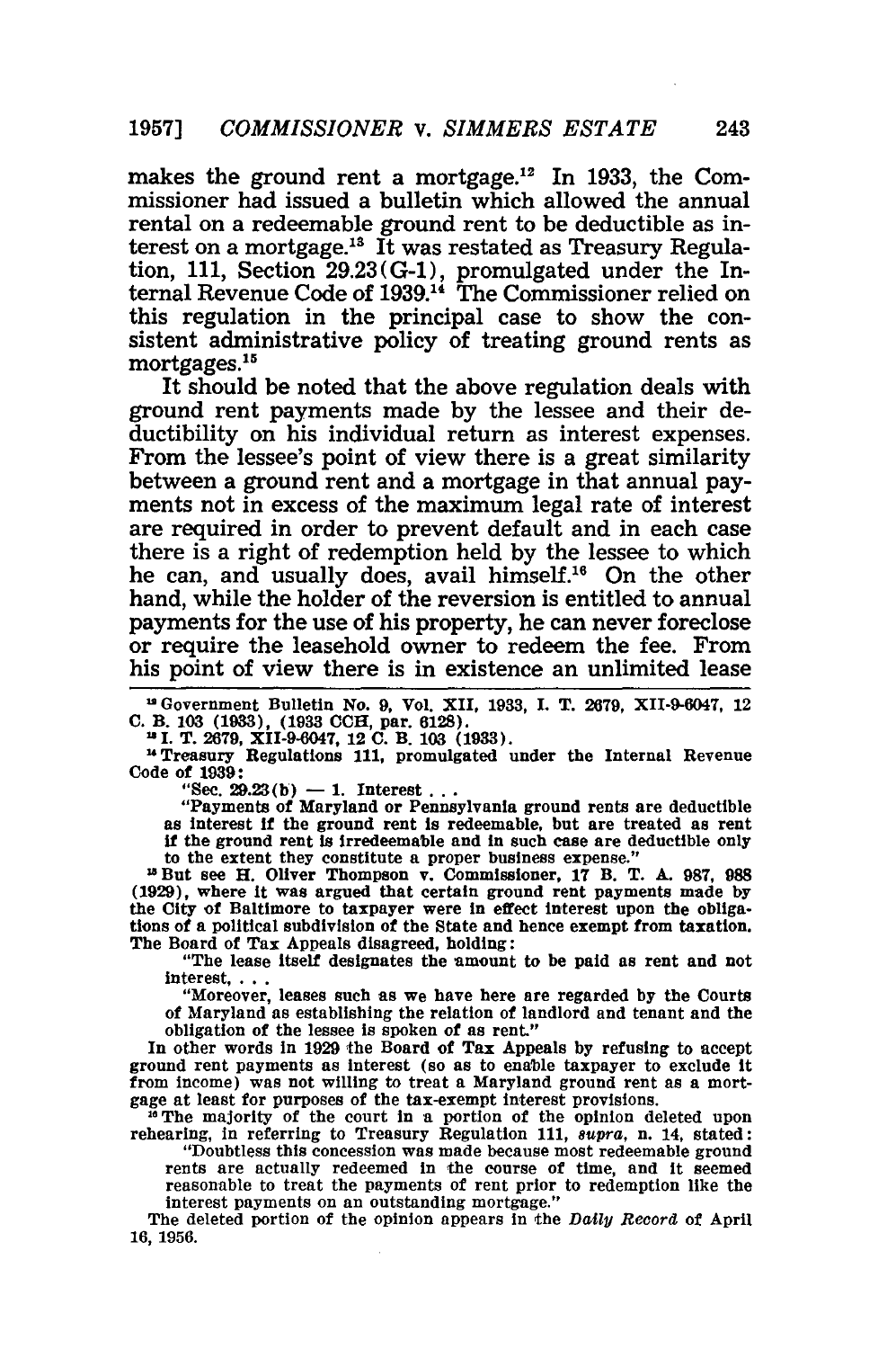makes the ground rent a mortgage.[12] In 1933, the Commissioner had issued a bulletin which allowed the annual rental on a redeemable ground rent to be deductible as interest on a mortgage.[13] It was restated as Treasury Regulation, 111, Section 29.23(G-1), promulgated under the Internal Revenue Code of 1939.[14] The Commissioner relied on this regulation in the principal case to show the consistent administrative policy of treating ground rents as mortgages.[15]

It should be noted that the above regulation deals with ground rent payments made by the lessee and their deductibility on his individual return as interest expenses. From the lessee's point of view there is a great similarity between a ground rent and a mortgage in that annual payments not in excess of the maximum legal rate of interest are required in order to prevent default and in each case there is a right of redemption held by the lessee to which he can, and usually does, avail himself.[16] On the other hand, while the holder of the reversion is entitled to annual payments for the use of his property, he can never foreclose or require the leasehold owner to redeem the fee. From his point of view there is in existence an unlimited lease

---

[12] Government Bulletin No. 9, Vol. XII, 1933, I. T. 2679, XII-9-6047, 12 C. B. 103 (1933), (1933 CCH, par. 6128).

[13] I. T. 2679, XII-9-6047, 12 C. B. 103 (1933).

[14] Treasury Regulations 111, promulgated under the Internal Revenue Code of 1939:

> "Sec. 29.23(b) — 1. Interest . . .
>
> "Payments of Maryland or Pennsylvania ground rents are deductible as interest if the ground rent is redeemable, but are treated as rent if the ground rent is irredeemable and in such case are deductible only to the extent they constitute a proper business expense."

[15] But see H. Oliver Thompson v. Commissioner, 17 B. T. A. 987, 988 (1929), where it was argued that certain ground rent payments made by the City of Baltimore to taxpayer were in effect interest upon the obligations of a political subdivision of the State and hence exempt from taxation. The Board of Tax Appeals disagreed, holding:

> "The lease itself designates the amount to be paid as rent and not interest, . . .
>
> "Moreover, leases such as we have here are regarded by the Courts of Maryland as establishing the relation of landlord and tenant and the obligation of the lessee is spoken of as rent."

In other words in 1929 the Board of Tax Appeals by refusing to accept ground rent payments as interest (so as to enable taxpayer to exclude it from income) was not willing to treat a Maryland ground rent as a mortgage at least for purposes of the tax-exempt interest provisions.

[16] The majority of the court in a portion of the opinion deleted upon rehearing, in referring to Treasury Regulation 111, *supra*, n. 14, stated:

> "Doubtless this concession was made because most redeemable ground rents are actually redeemed in the course of time, and it seemed reasonable to treat the payments of rent prior to redemption like the interest payments on an outstanding mortgage."

The deleted portion of the opinion appears in the *Daily Record* of April 16, 1956.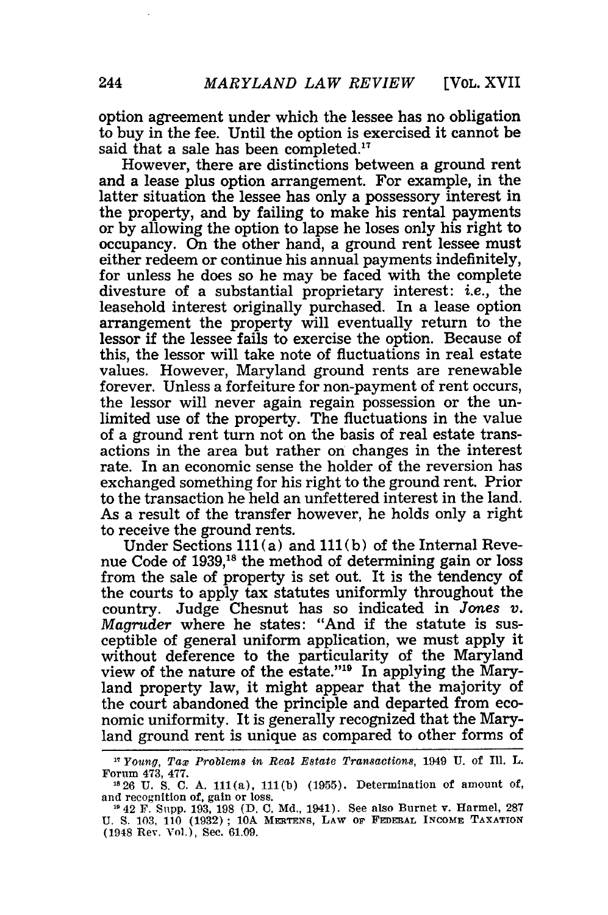option agreement under which the lessee has no obligation to buy in the fee. Until the option is exercised it cannot be said that a sale has been completed.[17]

However, there are distinctions between a ground rent and a lease plus option arrangement. For example, in the latter situation the lessee has only a possessory interest in the property, and by failing to make his rental payments or by allowing the option to lapse he loses only his right to occupancy. On the other hand, a ground rent lessee must either redeem or continue his annual payments indefinitely, for unless he does so he may be faced with the complete divesture of a substantial proprietary interest: *i.e.*, the leasehold interest originally purchased. In a lease option arrangement the property will eventually return to the lessor if the lessee fails to exercise the option. Because of this, the lessor will take note of fluctuations in real estate values. However, Maryland ground rents are renewable forever. Unless a forfeiture for non-payment of rent occurs, the lessor will never again regain possession or the unlimited use of the property. The fluctuations in the value of a ground rent turn not on the basis of real estate transactions in the area but rather on changes in the interest rate. In an economic sense the holder of the reversion has exchanged something for his right to the ground rent. Prior to the transaction he held an unfettered interest in the land. As a result of the transfer however, he holds only a right to receive the ground rents.

Under Sections 111(a) and 111(b) of the Internal Revenue Code of 1939,[18] the method of determining gain or loss from the sale of property is set out. It is the tendency of the courts to apply tax statutes uniformly throughout the country. Judge Chesnut has so indicated in *Jones v. Magruder* where he states: "And if the statute is susceptible of general uniform application, we must apply it without deference to the particularity of the Maryland view of the nature of the estate."[19] In applying the Maryland property law, it might appear that the majority of the court abandoned the principle and departed from economic uniformity. It is generally recognized that the Maryland ground rent is unique as compared to other forms of

---

[17] *Young, Tax Problems in Real Estate Transactions*, 1949 U. of Ill. L. Forum 473, 477.

[18] 26 U. S. C. A. 111(a), 111(b) (1955). Determination of amount of, and recognition of, gain or loss.

[19] 42 F. Supp. 193, 198 (D. C. Md., 1941). See also Burnet v. Harmel, 287 U. S. 103, 110 (1932); 10A MERTENS, LAW OF FEDERAL INCOME TAXATION (1948 Rev. Vol.), Sec. 61.09.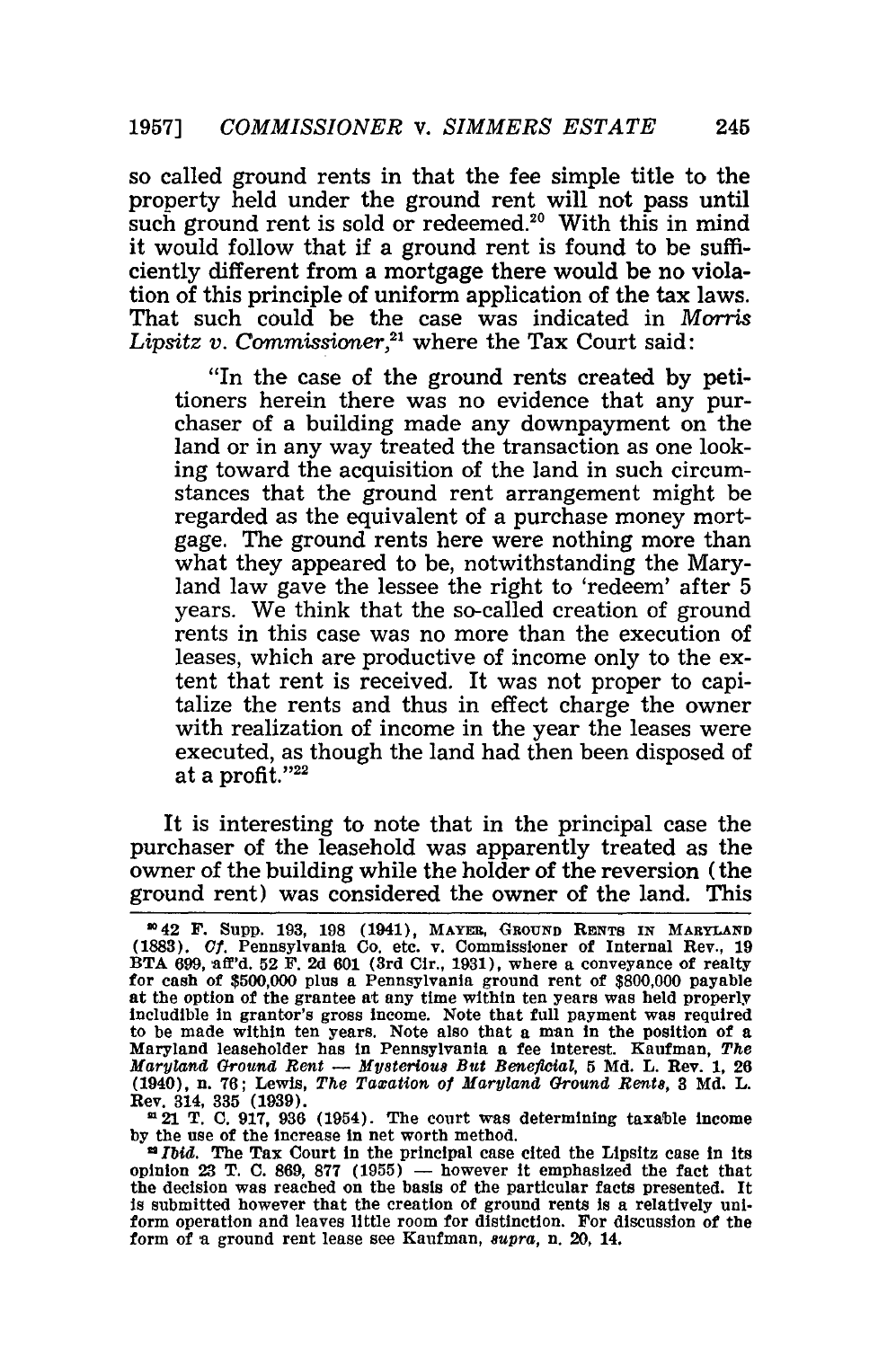so called ground rents in that the fee simple title to the property held under the ground rent will not pass until such ground rent is sold or redeemed.[20] With this in mind it would follow that if a ground rent is found to be sufficiently different from a mortgage there would be no violation of this principle of uniform application of the tax laws. That such could be the case was indicated in *Morris Lipsitz v. Commissioner*,[21] where the Tax Court said:

> "In the case of the ground rents created by petitioners herein there was no evidence that any purchaser of a building made any downpayment on the land or in any way treated the transaction as one looking toward the acquisition of the land in such circumstances that the ground rent arrangement might be regarded as the equivalent of a purchase money mortgage. The ground rents here were nothing more than what they appeared to be, notwithstanding the Maryland law gave the lessee the right to 'redeem' after 5 years. We think that the so-called creation of ground rents in this case was no more than the execution of leases, which are productive of income only to the extent that rent is received. It was not proper to capitalize the rents and thus in effect charge the owner with realization of income in the year the leases were executed, as though the land had then been disposed of at a profit."[22]

It is interesting to note that in the principal case the purchaser of the leasehold was apparently treated as the owner of the building while the holder of the reversion (the ground rent) was considered the owner of the land. This

[20] 42 F. Supp. 193, 198 (1941), MAYER, GROUND RENTS IN MARYLAND (1883). *Cf.* Pennsylvania Co. etc. v. Commissioner of Internal Rev., 19 BTA 699, aff'd. 52 F. 2d 601 (3rd Cir., 1931), where a conveyance of realty for cash of $500,000 plus a Pennsylvania ground rent of $800,000 payable at the option of the grantee at any time within ten years was held properly includible in grantor's gross income. Note that full payment was required to be made within ten years. Note also that a man in the position of a Maryland leaseholder has in Pennsylvania a fee interest. Kaufman, *The Maryland Ground Rent — Mysterious But Beneficial*, 5 Md. L. Rev. 1, 26 (1940), n. 76; Lewis, *The Taxation of Maryland Ground Rents*, 3 Md. L. Rev. 314, 335 (1939).

[21] 21 T. C. 917, 936 (1954). The court was determining taxable income by the use of the increase in net worth method.

[22] *Ibid.* The Tax Court in the principal case cited the Lipsitz case in its opinion 23 T. C. 869, 877 (1955) — however it emphasized the fact that the decision was reached on the basis of the particular facts presented. It is submitted however that the creation of ground rents is a relatively uniform operation and leaves little room for distinction. For discussion of the form of a ground rent lease see Kaufman, *supra*, n. 20, 14.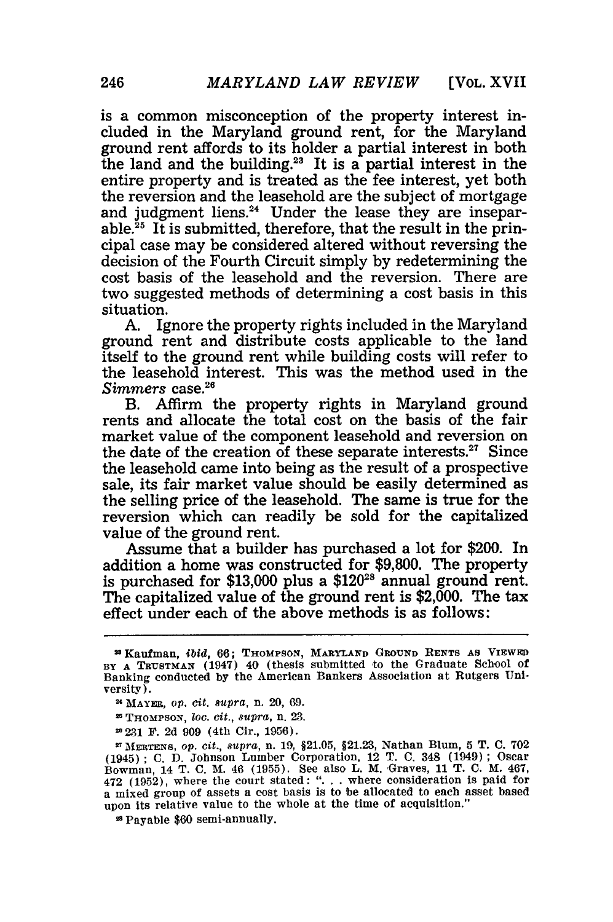is a common misconception of the property interest included in the Maryland ground rent, for the Maryland ground rent affords to its holder a partial interest in both the land and the building.[23] It is a partial interest in the entire property and is treated as the fee interest, yet both the reversion and the leasehold are the subject of mortgage and judgment liens.[24] Under the lease they are inseparable.[25] It is submitted, therefore, that the result in the principal case may be considered altered without reversing the decision of the Fourth Circuit simply by redetermining the cost basis of the leasehold and the reversion. There are two suggested methods of determining a cost basis in this situation.

A. Ignore the property rights included in the Maryland ground rent and distribute costs applicable to the land itself to the ground rent while building costs will refer to the leasehold interest. This was the method used in the *Simmers* case.[26]

B. Affirm the property rights in Maryland ground rents and allocate the total cost on the basis of the fair market value of the component leasehold and reversion on the date of the creation of these separate interests.[27] Since the leasehold came into being as the result of a prospective sale, its fair market value should be easily determined as the selling price of the leasehold. The same is true for the reversion which can readily be sold for the capitalized value of the ground rent.

Assume that a builder has purchased a lot for $200. In addition a home was constructed for $9,800. The property is purchased for $13,000 plus a $120[28] annual ground rent. The capitalized value of the ground rent is $2,000. The tax effect under each of the above methods is as follows:

---

[23] Kaufman, *ibid*, 66; THOMPSON, MARYLAND GROUND RENTS AS VIEWED BY A TRUSTMAN (1947) 40 (thesis submitted to the Graduate School of Banking conducted by the American Bankers Association at Rutgers University).

[24] MAYER, *op. cit. supra*, n. 20, 69.

[25] THOMPSON, *loc. cit., supra*, n. 23.

[26] 231 F. 2d 909 (4th Cir., 1956).

[27] MERTENS, *op. cit., supra*, n. 19, §21.05, §21.23, Nathan Blum, 5 T. C. 702 (1945); C. D. Johnson Lumber Corporation, 12 T. C. 348 (1949); Oscar Bowman, 14 T. C. M. 46 (1955). See also L. M. Graves, 11 T. C. M. 467, 472 (1952), where the court stated: ". . . where consideration is paid for a mixed group of assets a cost basis is to be allocated to each asset based upon its relative value to the whole at the time of acquisition."

[28] Payable $60 semi-annually.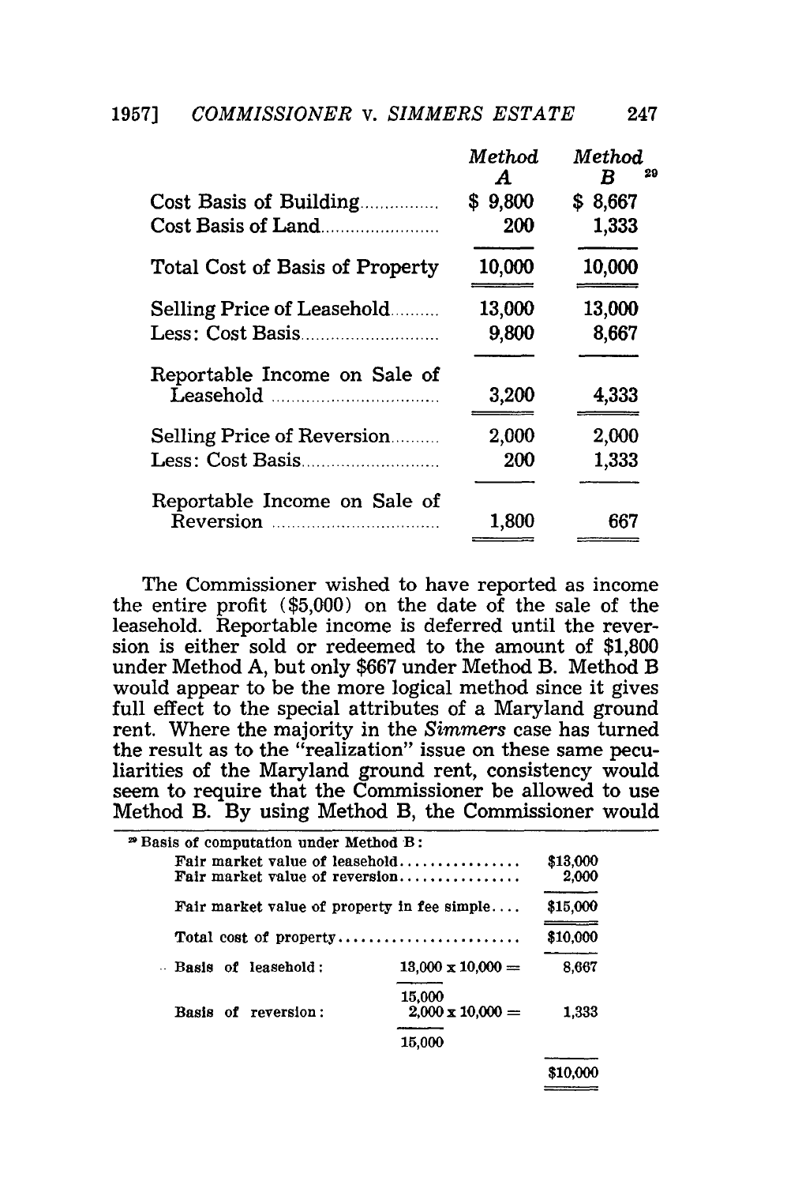| | Method A | Method B[29] |
|---|---|---|
| Cost Basis of Building | $ 9,800 | $ 8,667 |
| Cost Basis of Land | 200 | 1,333 |
| Total Cost of Basis of Property | 10,000 | 10,000 |
| Selling Price of Leasehold | 13,000 | 13,000 |
| Less: Cost Basis | 9,800 | 8,667 |
| Reportable Income on Sale of Leasehold | 3,200 | 4,333 |
| Selling Price of Reversion | 2,000 | 2,000 |
| Less: Cost Basis | 200 | 1,333 |
| Reportable Income on Sale of Reversion | 1,800 | 667 |

The Commissioner wished to have reported as income the entire profit ($5,000) on the date of the sale of the leasehold. Reportable income is deferred until the reversion is either sold or redeemed to the amount of $1,800 under Method A, but only $667 under Method B. Method B would appear to be the more logical method since it gives full effect to the special attributes of a Maryland ground rent. Where the majority in the *Simmers* case has turned the result as to the "realization" issue on these same peculiarities of the Maryland ground rent, consistency would seem to require that the Commissioner be allowed to use Method B. By using Method B, the Commissioner would

---

[29] Basis of computation under Method B:

| | | |
|---|---|---|
| Fair market value of leasehold | | $13,000 |
| Fair market value of reversion | | 2,000 |
| Fair market value of property in fee simple | | $15,000 |
| Total cost of property | | $10,000 |
| Basis of leasehold: | $\frac{13,000 \times 10,000}{15,000} =$ | 8,667 |
| Basis of reversion: | $\frac{2,000 \times 10,000}{15,000} =$ | 1,333 |
| | | $10,000 |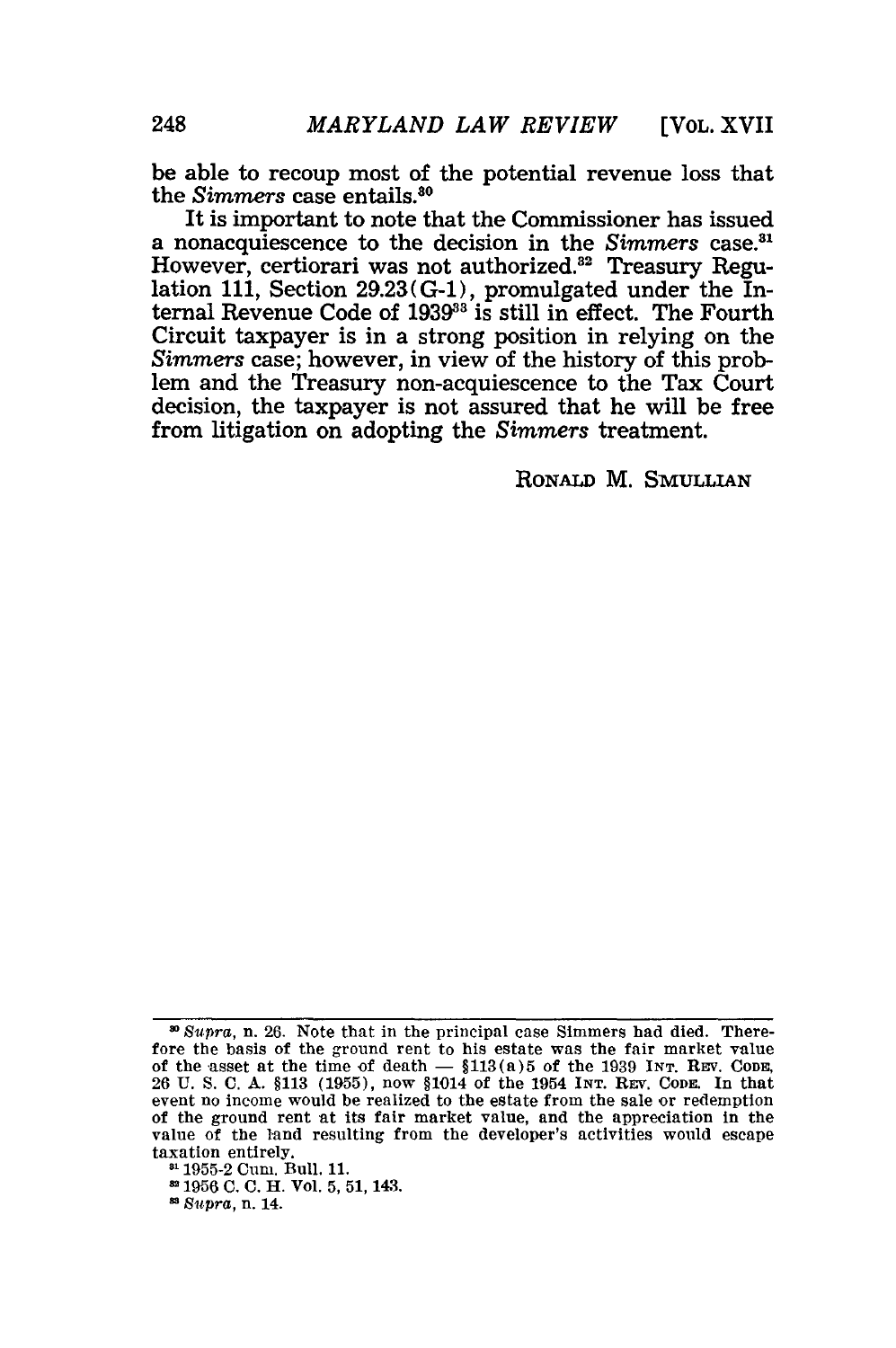be able to recoup most of the potential revenue loss that the *Simmers* case entails.[30]

It is important to note that the Commissioner has issued a nonacquiescence to the decision in the *Simmers* case.[31] However, certiorari was not authorized.[32] Treasury Regulation 111, Section 29.23(G-1), promulgated under the Internal Revenue Code of 1939[33] is still in effect. The Fourth Circuit taxpayer is in a strong position in relying on the *Simmers* case; however, in view of the history of this problem and the Treasury non-acquiescence to the Tax Court decision, the taxpayer is not assured that he will be free from litigation on adopting the *Simmers* treatment.

RONALD M. SMULLIAN

---

[30] *Supra*, n. 26. Note that in the principal case Simmers had died. Therefore the basis of the ground rent to his estate was the fair market value of the asset at the time of death — §113(a)5 of the 1939 INT. REV. CODE, 26 U. S. C. A. §113 (1955), now §1014 of the 1954 INT. REV. CODE. In that event no income would be realized to the estate from the sale or redemption of the ground rent at its fair market value, and the appreciation in the value of the land resulting from the developer's activities would escape taxation entirely.

[31] 1955-2 Cum. Bull. 11.

[32] 1956 C. C. H. Vol. 5, 51, 143.

[33] *Supra*, n. 14.